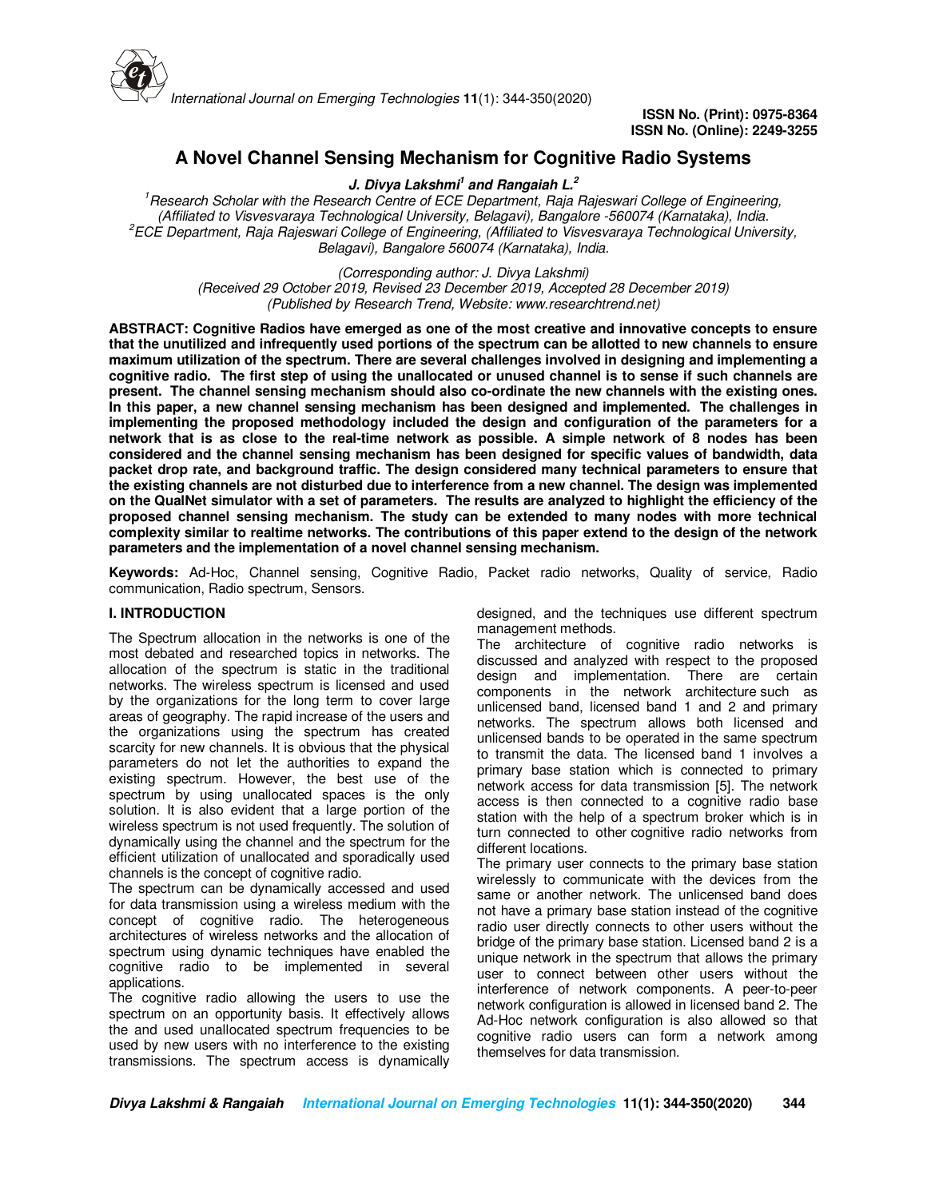ISSN No. (Print): 0975-8364
ISSN No. (Online): 2249-3255

# A Novel Channel Sensing Mechanism for Cognitive Radio Systems

***J. Divya Lakshmi*[1] *and Rangaiah L.*[2]**

*[1]Research Scholar with the Research Centre of ECE Department, Raja Rajeswari College of Engineering, (Affiliated to Visvesvaraya Technological University, Belagavi), Bangalore -560074 (Karnataka), India.*
*[2]ECE Department, Raja Rajeswari College of Engineering, (Affiliated to Visvesvaraya Technological University, Belagavi), Bangalore 560074 (Karnataka), India.*

*(Corresponding author: J. Divya Lakshmi)*
*(Received 29 October 2019, Revised 23 December 2019, Accepted 28 December 2019)*
*(Published by Research Trend, Website: www.researchtrend.net)*

**ABSTRACT: Cognitive Radios have emerged as one of the most creative and innovative concepts to ensure that the unutilized and infrequently used portions of the spectrum can be allotted to new channels to ensure maximum utilization of the spectrum. There are several challenges involved in designing and implementing a cognitive radio. The first step of using the unallocated or unused channel is to sense if such channels are present. The channel sensing mechanism should also co-ordinate the new channels with the existing ones. In this paper, a new channel sensing mechanism has been designed and implemented. The challenges in implementing the proposed methodology included the design and configuration of the parameters for a network that is as close to the real-time network as possible. A simple network of 8 nodes has been considered and the channel sensing mechanism has been designed for specific values of bandwidth, data packet drop rate, and background traffic. The design considered many technical parameters to ensure that the existing channels are not disturbed due to interference from a new channel. The design was implemented on the QualNet simulator with a set of parameters. The results are analyzed to highlight the efficiency of the proposed channel sensing mechanism. The study can be extended to many nodes with more technical complexity similar to realtime networks. The contributions of this paper extend to the design of the network parameters and the implementation of a novel channel sensing mechanism.**

**Keywords:** Ad-Hoc, Channel sensing, Cognitive Radio, Packet radio networks, Quality of service, Radio communication, Radio spectrum, Sensors.

## I. INTRODUCTION

The Spectrum allocation in the networks is one of the most debated and researched topics in networks. The allocation of the spectrum is static in the traditional networks. The wireless spectrum is licensed and used by the organizations for the long term to cover large areas of geography. The rapid increase of the users and the organizations using the spectrum has created scarcity for new channels. It is obvious that the physical parameters do not let the authorities to expand the existing spectrum. However, the best use of the spectrum by using unallocated spaces is the only solution. It is also evident that a large portion of the wireless spectrum is not used frequently. The solution of dynamically using the channel and the spectrum for the efficient utilization of unallocated and sporadically used channels is the concept of cognitive radio.

The spectrum can be dynamically accessed and used for data transmission using a wireless medium with the concept of cognitive radio. The heterogeneous architectures of wireless networks and the allocation of spectrum using dynamic techniques have enabled the cognitive radio to be implemented in several applications.

The cognitive radio allowing the users to use the spectrum on an opportunity basis. It effectively allows the and used unallocated spectrum frequencies to be used by new users with no interference to the existing transmissions. The spectrum access is dynamically designed, and the techniques use different spectrum management methods.

The architecture of cognitive radio networks is discussed and analyzed with respect to the proposed design and implementation. There are certain components in the network architecture such as unlicensed band, licensed band 1 and 2 and primary networks. The spectrum allows both licensed and unlicensed bands to be operated in the same spectrum to transmit the data. The licensed band 1 involves a primary base station which is connected to primary network access for data transmission [5]. The network access is then connected to a cognitive radio base station with the help of a spectrum broker which is in turn connected to other cognitive radio networks from different locations.

The primary user connects to the primary base station wirelessly to communicate with the devices from the same or another network. The unlicensed band does not have a primary base station instead of the cognitive radio user directly connects to other users without the bridge of the primary base station. Licensed band 2 is a unique network in the spectrum that allows the primary user to connect between other users without the interference of network components. A peer-to-peer network configuration is allowed in licensed band 2. The Ad-Hoc network configuration is also allowed so that cognitive radio users can form a network among themselves for data transmission.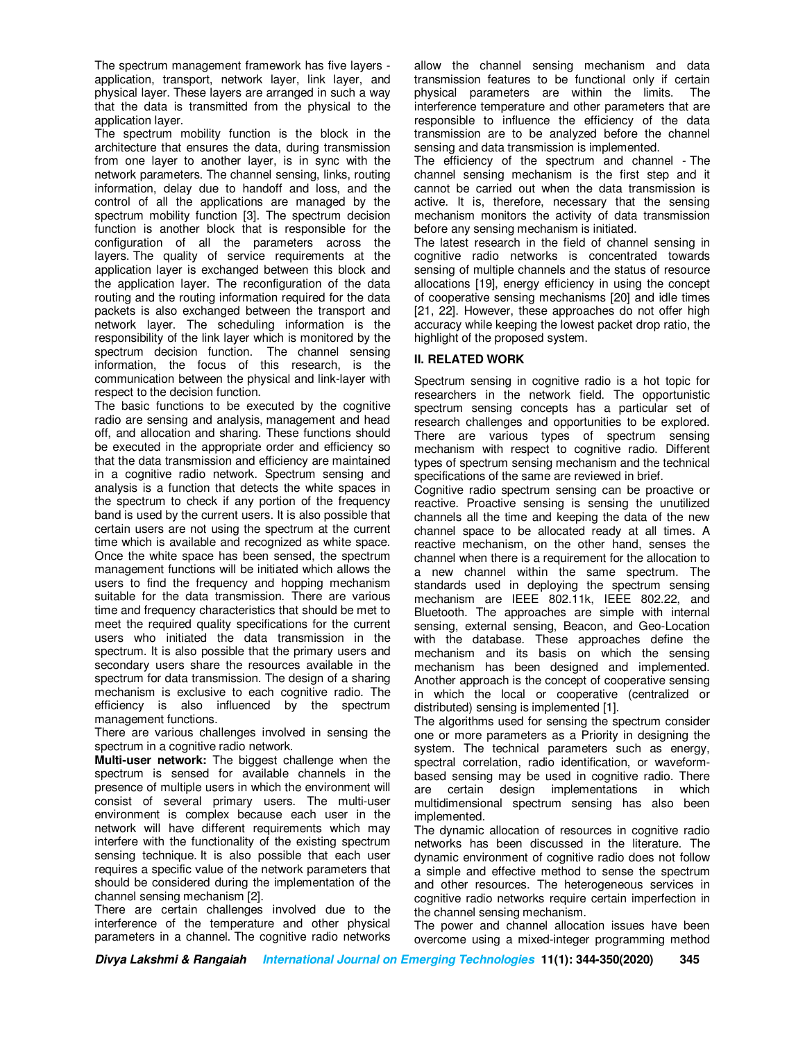The spectrum management framework has five layers - application, transport, network layer, link layer, and physical layer. These layers are arranged in such a way that the data is transmitted from the physical to the application layer.

The spectrum mobility function is the block in the architecture that ensures the data, during transmission from one layer to another layer, is in sync with the network parameters. The channel sensing, links, routing information, delay due to handoff and loss, and the control of all the applications are managed by the spectrum mobility function [3]. The spectrum decision function is another block that is responsible for the configuration of all the parameters across the layers. The quality of service requirements at the application layer is exchanged between this block and the application layer. The reconfiguration of the data routing and the routing information required for the data packets is also exchanged between the transport and network layer. The scheduling information is the responsibility of the link layer which is monitored by the spectrum decision function. The channel sensing information, the focus of this research, is the communication between the physical and link-layer with respect to the decision function.

The basic functions to be executed by the cognitive radio are sensing and analysis, management and head off, and allocation and sharing. These functions should be executed in the appropriate order and efficiency so that the data transmission and efficiency are maintained in a cognitive radio network. Spectrum sensing and analysis is a function that detects the white spaces in the spectrum to check if any portion of the frequency band is used by the current users. It is also possible that certain users are not using the spectrum at the current time which is available and recognized as white space. Once the white space has been sensed, the spectrum management functions will be initiated which allows the users to find the frequency and hopping mechanism suitable for the data transmission. There are various time and frequency characteristics that should be met to meet the required quality specifications for the current users who initiated the data transmission in the spectrum. It is also possible that the primary users and secondary users share the resources available in the spectrum for data transmission. The design of a sharing mechanism is exclusive to each cognitive radio. The efficiency is also influenced by the spectrum management functions.

There are various challenges involved in sensing the spectrum in a cognitive radio network.

**Multi-user network:** The biggest challenge when the spectrum is sensed for available channels in the presence of multiple users in which the environment will consist of several primary users. The multi-user environment is complex because each user in the network will have different requirements which may interfere with the functionality of the existing spectrum sensing technique. It is also possible that each user requires a specific value of the network parameters that should be considered during the implementation of the channel sensing mechanism [2].

There are certain challenges involved due to the interference of the temperature and other physical parameters in a channel. The cognitive radio networks allow the channel sensing mechanism and data transmission features to be functional only if certain physical parameters are within the limits. The interference temperature and other parameters that are responsible to influence the efficiency of the data transmission are to be analyzed before the channel sensing and data transmission is implemented.

The efficiency of the spectrum and channel - The channel sensing mechanism is the first step and it cannot be carried out when the data transmission is active. It is, therefore, necessary that the sensing mechanism monitors the activity of data transmission before any sensing mechanism is initiated.

The latest research in the field of channel sensing in cognitive radio networks is concentrated towards sensing of multiple channels and the status of resource allocations [19], energy efficiency in using the concept of cooperative sensing mechanisms [20] and idle times [21, 22]. However, these approaches do not offer high accuracy while keeping the lowest packet drop ratio, the highlight of the proposed system.

## II. RELATED WORK

Spectrum sensing in cognitive radio is a hot topic for researchers in the network field. The opportunistic spectrum sensing concepts has a particular set of research challenges and opportunities to be explored. There are various types of spectrum sensing mechanism with respect to cognitive radio. Different types of spectrum sensing mechanism and the technical specifications of the same are reviewed in brief.

Cognitive radio spectrum sensing can be proactive or reactive. Proactive sensing is sensing the unutilized channels all the time and keeping the data of the new channel space to be allocated ready at all times. A reactive mechanism, on the other hand, senses the channel when there is a requirement for the allocation to a new channel within the same spectrum. The standards used in deploying the spectrum sensing mechanism are IEEE 802.11k, IEEE 802.22, and Bluetooth. The approaches are simple with internal sensing, external sensing, Beacon, and Geo-Location with the database. These approaches define the mechanism and its basis on which the sensing mechanism has been designed and implemented. Another approach is the concept of cooperative sensing in which the local or cooperative (centralized or distributed) sensing is implemented [1].

The algorithms used for sensing the spectrum consider one or more parameters as a Priority in designing the system. The technical parameters such as energy, spectral correlation, radio identification, or waveform-based sensing may be used in cognitive radio. There are certain design implementations in which multidimensional spectrum sensing has also been implemented.

The dynamic allocation of resources in cognitive radio networks has been discussed in the literature. The dynamic environment of cognitive radio does not follow a simple and effective method to sense the spectrum and other resources. The heterogeneous services in cognitive radio networks require certain imperfection in the channel sensing mechanism.

The power and channel allocation issues have been overcome using a mixed-integer programming method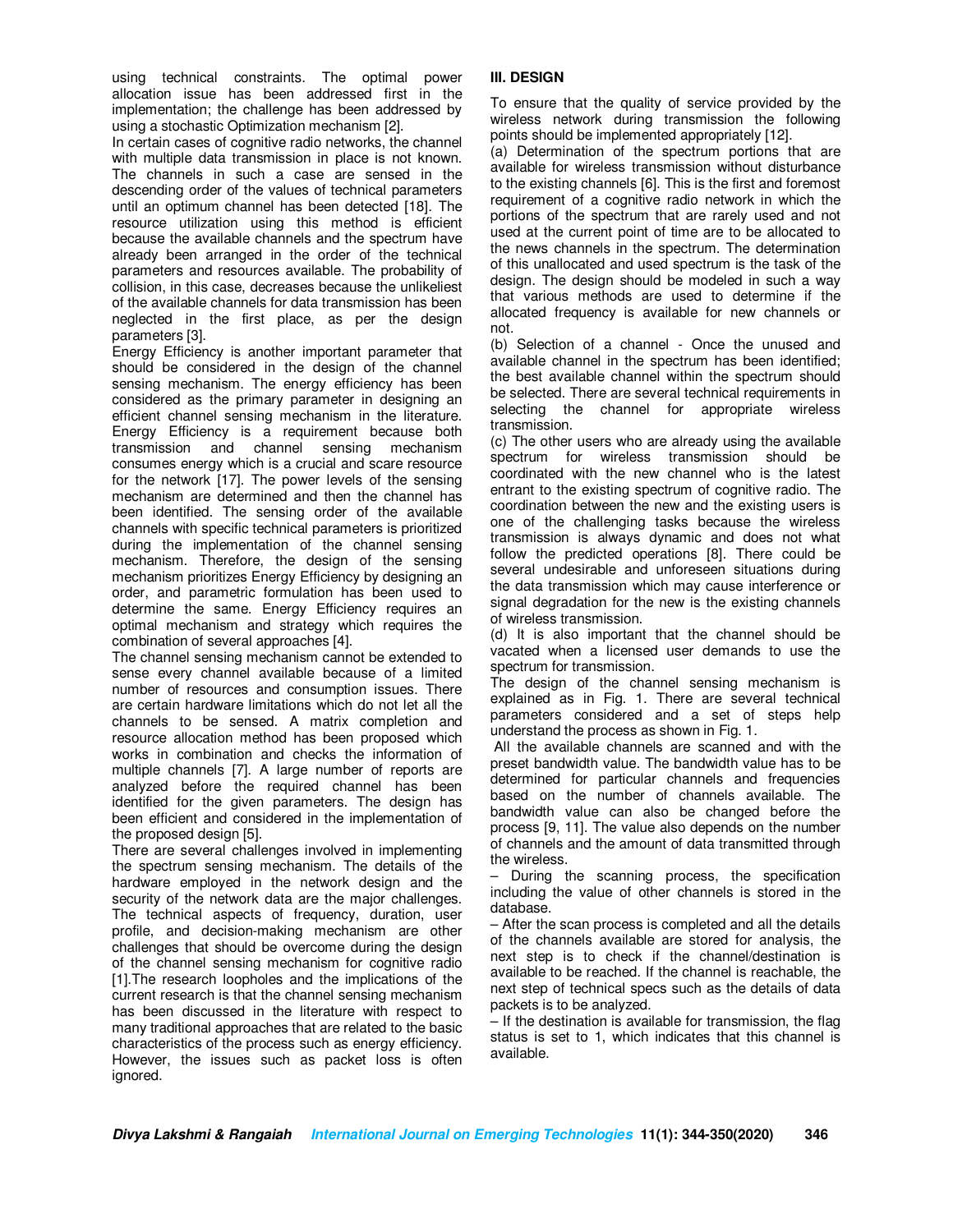using technical constraints. The optimal power allocation issue has been addressed first in the implementation; the challenge has been addressed by using a stochastic Optimization mechanism [2].

In certain cases of cognitive radio networks, the channel with multiple data transmission in place is not known. The channels in such a case are sensed in the descending order of the values of technical parameters until an optimum channel has been detected [18]. The resource utilization using this method is efficient because the available channels and the spectrum have already been arranged in the order of the technical parameters and resources available. The probability of collision, in this case, decreases because the unlikeliest of the available channels for data transmission has been neglected in the first place, as per the design parameters [3].

Energy Efficiency is another important parameter that should be considered in the design of the channel sensing mechanism. The energy efficiency has been considered as the primary parameter in designing an efficient channel sensing mechanism in the literature. Energy Efficiency is a requirement because both transmission and channel sensing mechanism consumes energy which is a crucial and scare resource for the network [17]. The power levels of the sensing mechanism are determined and then the channel has been identified. The sensing order of the available channels with specific technical parameters is prioritized during the implementation of the channel sensing mechanism. Therefore, the design of the sensing mechanism prioritizes Energy Efficiency by designing an order, and parametric formulation has been used to determine the same. Energy Efficiency requires an optimal mechanism and strategy which requires the combination of several approaches [4].

The channel sensing mechanism cannot be extended to sense every channel available because of a limited number of resources and consumption issues. There are certain hardware limitations which do not let all the channels to be sensed. A matrix completion and resource allocation method has been proposed which works in combination and checks the information of multiple channels [7]. A large number of reports are analyzed before the required channel has been identified for the given parameters. The design has been efficient and considered in the implementation of the proposed design [5].

There are several challenges involved in implementing the spectrum sensing mechanism. The details of the hardware employed in the network design and the security of the network data are the major challenges. The technical aspects of frequency, duration, user profile, and decision-making mechanism are other challenges that should be overcome during the design of the channel sensing mechanism for cognitive radio [1].The research loopholes and the implications of the current research is that the channel sensing mechanism has been discussed in the literature with respect to many traditional approaches that are related to the basic characteristics of the process such as energy efficiency. However, the issues such as packet loss is often ignored.

## III. DESIGN

To ensure that the quality of service provided by the wireless network during transmission the following points should be implemented appropriately [12].

(a) Determination of the spectrum portions that are available for wireless transmission without disturbance to the existing channels [6]. This is the first and foremost requirement of a cognitive radio network in which the portions of the spectrum that are rarely used and not used at the current point of time are to be allocated to the news channels in the spectrum. The determination of this unallocated and used spectrum is the task of the design. The design should be modeled in such a way that various methods are used to determine if the allocated frequency is available for new channels or not.

(b) Selection of a channel - Once the unused and available channel in the spectrum has been identified; the best available channel within the spectrum should be selected. There are several technical requirements in selecting the channel for appropriate wireless transmission.

(c) The other users who are already using the available spectrum for wireless transmission should be coordinated with the new channel who is the latest entrant to the existing spectrum of cognitive radio. The coordination between the new and the existing users is one of the challenging tasks because the wireless transmission is always dynamic and does not what follow the predicted operations [8]. There could be several undesirable and unforeseen situations during the data transmission which may cause interference or signal degradation for the new is the existing channels of wireless transmission.

(d) It is also important that the channel should be vacated when a licensed user demands to use the spectrum for transmission.

The design of the channel sensing mechanism is explained as in Fig. 1. There are several technical parameters considered and a set of steps help understand the process as shown in Fig. 1.

All the available channels are scanned and with the preset bandwidth value. The bandwidth value has to be determined for particular channels and frequencies based on the number of channels available. The bandwidth value can also be changed before the process [9, 11]. The value also depends on the number of channels and the amount of data transmitted through the wireless.

– During the scanning process, the specification including the value of other channels is stored in the database.

– After the scan process is completed and all the details of the channels available are stored for analysis, the next step is to check if the channel/destination is available to be reached. If the channel is reachable, the next step of technical specs such as the details of data packets is to be analyzed.

– If the destination is available for transmission, the flag status is set to 1, which indicates that this channel is available.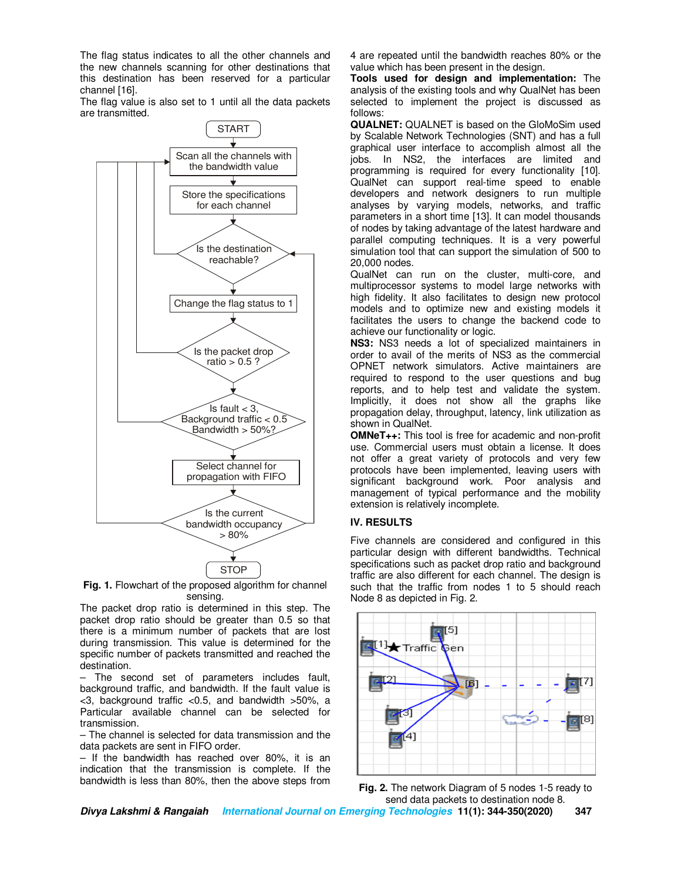The flag status indicates to all the other channels and the new channels scanning for other destinations that this destination has been reserved for a particular channel [16].

The flag value is also set to 1 until all the data packets are transmitted.

**Fig. 1.** Flowchart of the proposed algorithm for channel sensing.

The packet drop ratio is determined in this step. The packet drop ratio should be greater than 0.5 so that there is a minimum number of packets that are lost during transmission. This value is determined for the specific number of packets transmitted and reached the destination.

– The second set of parameters includes fault, background traffic, and bandwidth. If the fault value is <3, background traffic <0.5, and bandwidth >50%, a Particular available channel can be selected for transmission.

– The channel is selected for data transmission and the data packets are sent in FIFO order.

– If the bandwidth has reached over 80%, it is an indication that the transmission is complete. If the bandwidth is less than 80%, then the above steps from 4 are repeated until the bandwidth reaches 80% or the value which has been present in the design.

**Tools used for design and implementation:** The analysis of the existing tools and why QualNet has been selected to implement the project is discussed as follows:

**QUALNET:** QUALNET is based on the GloMoSim used by Scalable Network Technologies (SNT) and has a full graphical user interface to accomplish almost all the jobs. In NS2, the interfaces are limited and programming is required for every functionality [10]. QualNet can support real-time speed to enable developers and network designers to run multiple analyses by varying models, networks, and traffic parameters in a short time [13]. It can model thousands of nodes by taking advantage of the latest hardware and parallel computing techniques. It is a very powerful simulation tool that can support the simulation of 500 to 20,000 nodes.

QualNet can run on the cluster, multi-core, and multiprocessor systems to model large networks with high fidelity. It also facilitates to design new protocol models and to optimize new and existing models it facilitates the users to change the backend code to achieve our functionality or logic.

**NS3:** NS3 needs a lot of specialized maintainers in order to avail of the merits of NS3 as the commercial OPNET network simulators. Active maintainers are required to respond to the user questions and bug reports, and to help test and validate the system. Implicitly, it does not show all the graphs like propagation delay, throughput, latency, link utilization as shown in QualNet.

**OMNeT++:** This tool is free for academic and non-profit use. Commercial users must obtain a license. It does not offer a great variety of protocols and very few protocols have been implemented, leaving users with significant background work. Poor analysis and management of typical performance and the mobility extension is relatively incomplete.

## IV. RESULTS

Five channels are considered and configured in this particular design with different bandwidths. Technical specifications such as packet drop ratio and background traffic are also different for each channel. The design is such that the traffic from nodes 1 to 5 should reach Node 8 as depicted in Fig. 2.

**Fig. 2.** The network Diagram of 5 nodes 1-5 ready to send data packets to destination node 8.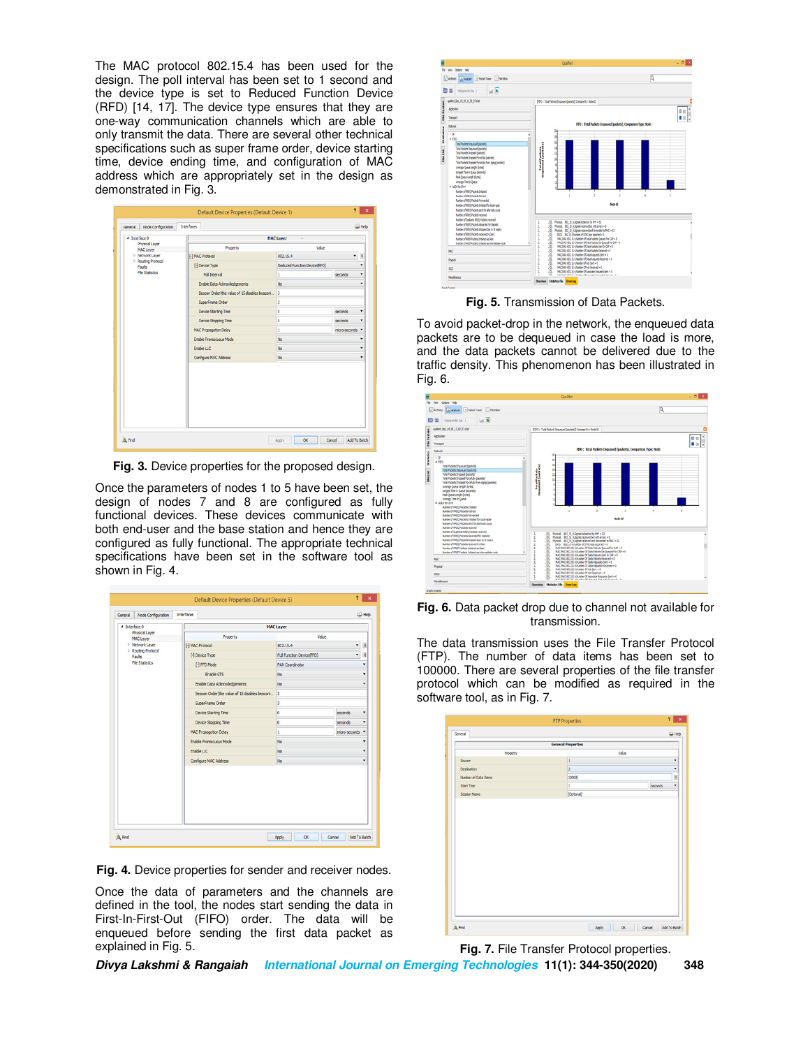The MAC protocol 802.15.4 has been used for the design. The poll interval has been set to 1 second and the device type is set to Reduced Function Device (RFD) [14, 17]. The device type ensures that they are one-way communication channels which are able to only transmit the data. There are several other technical specifications such as super frame order, device starting time, device ending time, and configuration of MAC address which are appropriately set in the design as demonstrated in Fig. 3.

**Fig. 3.** Device properties for the proposed design.

Once the parameters of nodes 1 to 5 have been set, the design of nodes 7 and 8 are configured as fully functional devices. These devices communicate with both end-user and the base station and hence they are configured as fully functional. The appropriate technical specifications have been set in the software tool as shown in Fig. 4.

**Fig. 4.** Device properties for sender and receiver nodes.

Once the data of parameters and the channels are defined in the tool, the nodes start sending the data in First-In-First-Out (FIFO) order. The data will be enqueued before sending the first data packet as explained in Fig. 5.

**Fig. 5.** Transmission of Data Packets.

To avoid packet-drop in the network, the enqueued data packets are to be dequeued in case the load is more, and the data packets cannot be delivered due to the traffic density. This phenomenon has been illustrated in Fig. 6.

**Fig. 6.** Data packet drop due to channel not available for transmission.

The data transmission uses the File Transfer Protocol (FTP). The number of data items has been set to 100000. There are several properties of the file transfer protocol which can be modified as required in the software tool, as in Fig. 7.

**Fig. 7.** File Transfer Protocol properties.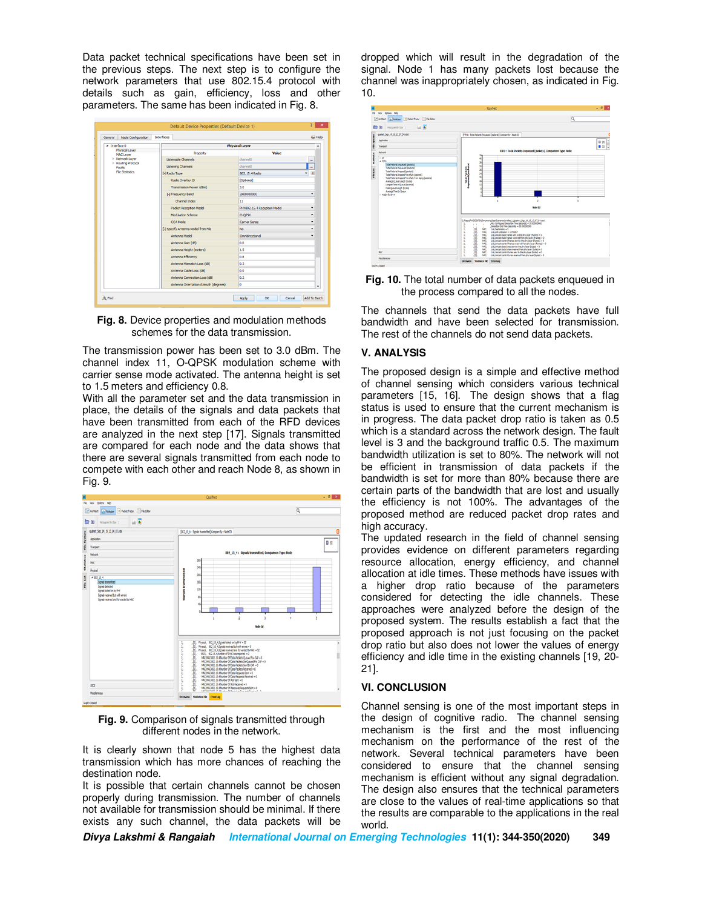Data packet technical specifications have been set in the previous steps. The next step is to configure the network parameters that use 802.15.4 protocol with details such as gain, efficiency, loss and other parameters. The same has been indicated in Fig. 8.

**Fig. 8.** Device properties and modulation methods schemes for the data transmission.

The transmission power has been set to 3.0 dBm. The channel index 11, O-QPSK modulation scheme with carrier sense mode activated. The antenna height is set to 1.5 meters and efficiency 0.8.

With all the parameter set and the data transmission in place, the details of the signals and data packets that have been transmitted from each of the RFD devices are analyzed in the next step [17]. Signals transmitted are compared for each node and the data shows that there are several signals transmitted from each node to compete with each other and reach Node 8, as shown in Fig. 9.

**Fig. 9.** Comparison of signals transmitted through different nodes in the network.

It is clearly shown that node 5 has the highest data transmission which has more chances of reaching the destination node.

It is possible that certain channels cannot be chosen properly during transmission. The number of channels not available for transmission should be minimal. If there exists any such channel, the data packets will be dropped which will result in the degradation of the signal. Node 1 has many packets lost because the channel was inappropriately chosen, as indicated in Fig. 10.

**Fig. 10.** The total number of data packets enqueued in the process compared to all the nodes.

The channels that send the data packets have full bandwidth and have been selected for transmission. The rest of the channels do not send data packets.

## V. ANALYSIS

The proposed design is a simple and effective method of channel sensing which considers various technical parameters [15, 16]. The design shows that a flag status is used to ensure that the current mechanism is in progress. The data packet drop ratio is taken as 0.5 which is a standard across the network design. The fault level is 3 and the background traffic 0.5. The maximum bandwidth utilization is set to 80%. The network will not be efficient in transmission of data packets if the bandwidth is set for more than 80% because there are certain parts of the bandwidth that are lost and usually the efficiency is not 100%. The advantages of the proposed method are reduced packet drop rates and high accuracy.

The updated research in the field of channel sensing provides evidence on different parameters regarding resource allocation, energy efficiency, and channel allocation at idle times. These methods have issues with a higher drop ratio because of the parameters considered for detecting the idle channels. These approaches were analyzed before the design of the proposed system. The results establish a fact that the proposed approach is not just focusing on the packet drop ratio but also does not lower the values of energy efficiency and idle time in the existing channels [19, 20-21].

## VI. CONCLUSION

Channel sensing is one of the most important steps in the design of cognitive radio. The channel sensing mechanism is the first and the most influencing mechanism on the performance of the rest of the network. Several technical parameters have been considered to ensure that the channel sensing mechanism is efficient without any signal degradation. The design also ensures that the technical parameters are close to the values of real-time applications so that the results are comparable to the applications in the real world.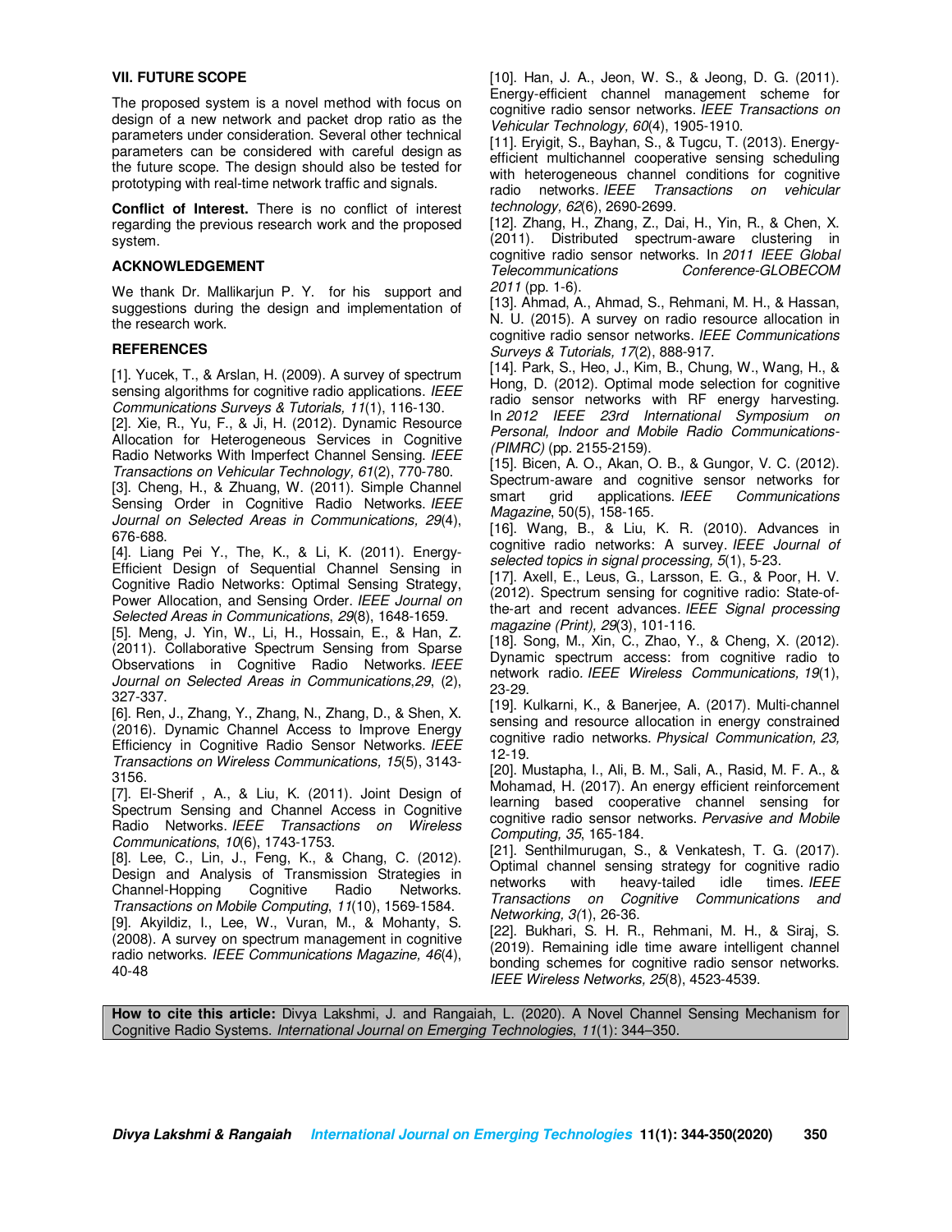### VII. FUTURE SCOPE

The proposed system is a novel method with focus on design of a new network and packet drop ratio as the parameters under consideration. Several other technical parameters can be considered with careful design as the future scope. The design should also be tested for prototyping with real-time network traffic and signals.

**Conflict of Interest.** There is no conflict of interest regarding the previous research work and the proposed system.

### ACKNOWLEDGEMENT

We thank Dr. Mallikarjun P. Y. for his support and suggestions during the design and implementation of the research work.

### REFERENCES

[1]. Yucek, T., & Arslan, H. (2009). A survey of spectrum sensing algorithms for cognitive radio applications. *IEEE Communications Surveys & Tutorials, 11*(1), 116-130.

[2]. Xie, R., Yu, F., & Ji, H. (2012). Dynamic Resource Allocation for Heterogeneous Services in Cognitive Radio Networks With Imperfect Channel Sensing. *IEEE Transactions on Vehicular Technology, 61*(2), 770-780.

[3]. Cheng, H., & Zhuang, W. (2011). Simple Channel Sensing Order in Cognitive Radio Networks. *IEEE Journal on Selected Areas in Communications, 29*(4), 676-688.

[4]. Liang Pei Y., The, K., & Li, K. (2011). Energy-Efficient Design of Sequential Channel Sensing in Cognitive Radio Networks: Optimal Sensing Strategy, Power Allocation, and Sensing Order. *IEEE Journal on Selected Areas in Communications*, *29*(8), 1648-1659.

[5]. Meng, J. Yin, W., Li, H., Hossain, E., & Han, Z. (2011). Collaborative Spectrum Sensing from Sparse Observations in Cognitive Radio Networks. *IEEE Journal on Selected Areas in Communications*,*29*, (2), 327-337.

[6]. Ren, J., Zhang, Y., Zhang, N., Zhang, D., & Shen, X. (2016). Dynamic Channel Access to Improve Energy Efficiency in Cognitive Radio Sensor Networks. *IEEE Transactions on Wireless Communications, 15*(5), 3143-3156.

[7]. El-Sherif , A., & Liu, K. (2011). Joint Design of Spectrum Sensing and Channel Access in Cognitive Radio Networks. *IEEE Transactions on Wireless Communications*, *10*(6), 1743-1753.

[8]. Lee, C., Lin, J., Feng, K., & Chang, C. (2012). Design and Analysis of Transmission Strategies in Channel-Hopping Cognitive Radio Networks. *Transactions on Mobile Computing*, *11*(10), 1569-1584.

[9]. Akyildiz, I., Lee, W., Vuran, M., & Mohanty, S. (2008). A survey on spectrum management in cognitive radio networks. *IEEE Communications Magazine, 46*(4), 40-48

[10]. Han, J. A., Jeon, W. S., & Jeong, D. G. (2011). Energy-efficient channel management scheme for cognitive radio sensor networks. *IEEE Transactions on Vehicular Technology, 60*(4), 1905-1910.

[11]. Eryigit, S., Bayhan, S., & Tugcu, T. (2013). Energy-efficient multichannel cooperative sensing scheduling with heterogeneous channel conditions for cognitive radio networks. *IEEE Transactions on vehicular technology, 62*(6), 2690-2699.

[12]. Zhang, H., Zhang, Z., Dai, H., Yin, R., & Chen, X. (2011). Distributed spectrum-aware clustering in cognitive radio sensor networks. In *2011 IEEE Global Telecommunications Conference-GLOBECOM 2011* (pp. 1-6).

[13]. Ahmad, A., Ahmad, S., Rehmani, M. H., & Hassan, N. U. (2015). A survey on radio resource allocation in cognitive radio sensor networks. *IEEE Communications Surveys & Tutorials, 17*(2), 888-917.

[14]. Park, S., Heo, J., Kim, B., Chung, W., Wang, H., & Hong, D. (2012). Optimal mode selection for cognitive radio sensor networks with RF energy harvesting. In *2012 IEEE 23rd International Symposium on Personal, Indoor and Mobile Radio Communications-(PIMRC)* (pp. 2155-2159).

[15]. Bicen, A. O., Akan, O. B., & Gungor, V. C. (2012). Spectrum-aware and cognitive sensor networks for smart grid applications. *IEEE Communications Magazine*, 50(5), 158-165.

[16]. Wang, B., & Liu, K. R. (2010). Advances in cognitive radio networks: A survey. *IEEE Journal of selected topics in signal processing, 5*(1), 5-23.

[17]. Axell, E., Leus, G., Larsson, E. G., & Poor, H. V. (2012). Spectrum sensing for cognitive radio: State-of-the-art and recent advances. *IEEE Signal processing magazine (Print), 29*(3), 101-116.

[18]. Song, M., Xin, C., Zhao, Y., & Cheng, X. (2012). Dynamic spectrum access: from cognitive radio to network radio. *IEEE Wireless Communications, 19*(1), 23-29.

[19]. Kulkarni, K., & Banerjee, A. (2017). Multi-channel sensing and resource allocation in energy constrained cognitive radio networks. *Physical Communication, 23,* 12-19.

[20]. Mustapha, I., Ali, B. M., Sali, A., Rasid, M. F. A., & Mohamad, H. (2017). An energy efficient reinforcement learning based cooperative channel sensing for cognitive radio sensor networks. *Pervasive and Mobile Computing, 35*, 165-184.

[21]. Senthilmurugan, S., & Venkatesh, T. G. (2017). Optimal channel sensing strategy for cognitive radio networks with heavy-tailed idle times. *IEEE Transactions on Cognitive Communications and Networking, 3*(1), 26-36.

[22]. Bukhari, S. H. R., Rehmani, M. H., & Siraj, S. (2019). Remaining idle time aware intelligent channel bonding schemes for cognitive radio sensor networks. *IEEE Wireless Networks, 25*(8), 4523-4539.

**How to cite this article:** Divya Lakshmi, J. and Rangaiah, L. (2020). A Novel Channel Sensing Mechanism for Cognitive Radio Systems. *International Journal on Emerging Technologies*, *11*(1): 344–350.